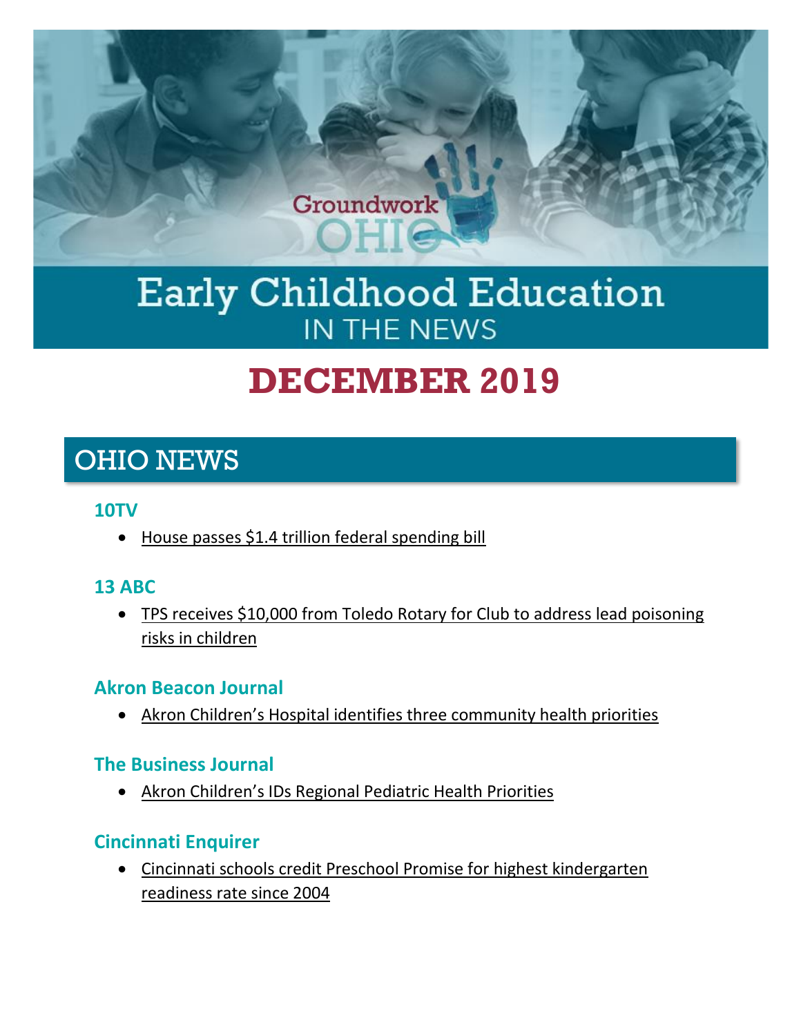Groundwork OHIO

# Early Childhood Education IN THE NEWS

# DECEMBER 2019

## OHIO NEWS

### 10TV

- House passes $1.4 trillion federal spending bill

### 13 ABC

- TPS receives $10,000 from Toledo Rotary for Club to address lead poisoning risks in children

### Akron Beacon Journal

- Akron Children's Hospital identifies three community health priorities

### The Business Journal

- Akron Children's IDs Regional Pediatric Health Priorities

### Cincinnati Enquirer

- Cincinnati schools credit Preschool Promise for highest kindergarten readiness rate since 2004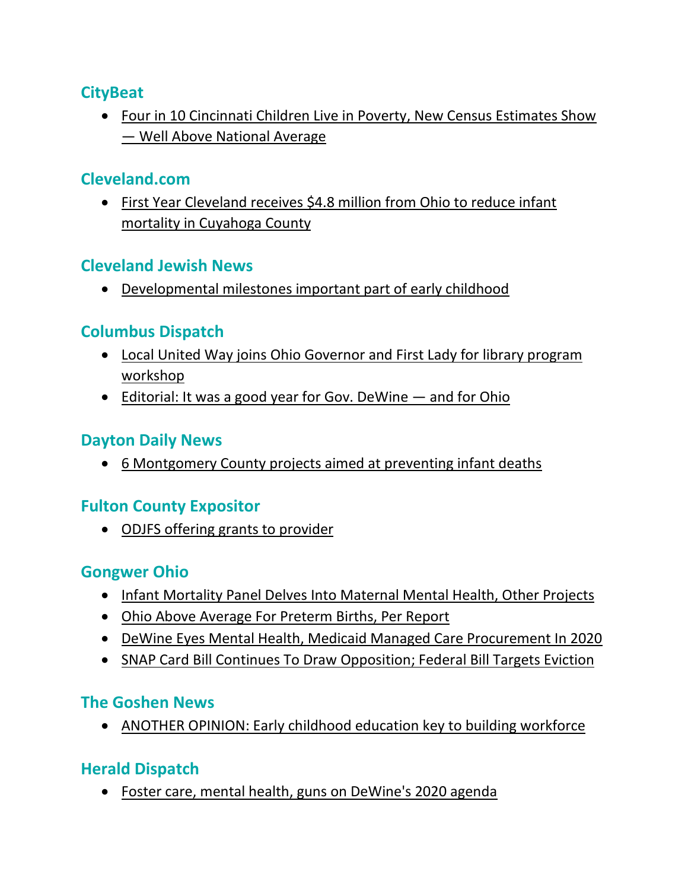### CityBeat

- Four in 10 Cincinnati Children Live in Poverty, New Census Estimates Show — Well Above National Average

### Cleveland.com

- First Year Cleveland receives $4.8 million from Ohio to reduce infant mortality in Cuyahoga County

### Cleveland Jewish News

- Developmental milestones important part of early childhood

### Columbus Dispatch

- Local United Way joins Ohio Governor and First Lady for library program workshop
- Editorial: It was a good year for Gov. DeWine — and for Ohio

### Dayton Daily News

- 6 Montgomery County projects aimed at preventing infant deaths

### Fulton County Expositor

- ODJFS offering grants to provider

### Gongwer Ohio

- Infant Mortality Panel Delves Into Maternal Mental Health, Other Projects
- Ohio Above Average For Preterm Births, Per Report
- DeWine Eyes Mental Health, Medicaid Managed Care Procurement In 2020
- SNAP Card Bill Continues To Draw Opposition; Federal Bill Targets Eviction

### The Goshen News

- ANOTHER OPINION: Early childhood education key to building workforce

### Herald Dispatch

- Foster care, mental health, guns on DeWine's 2020 agenda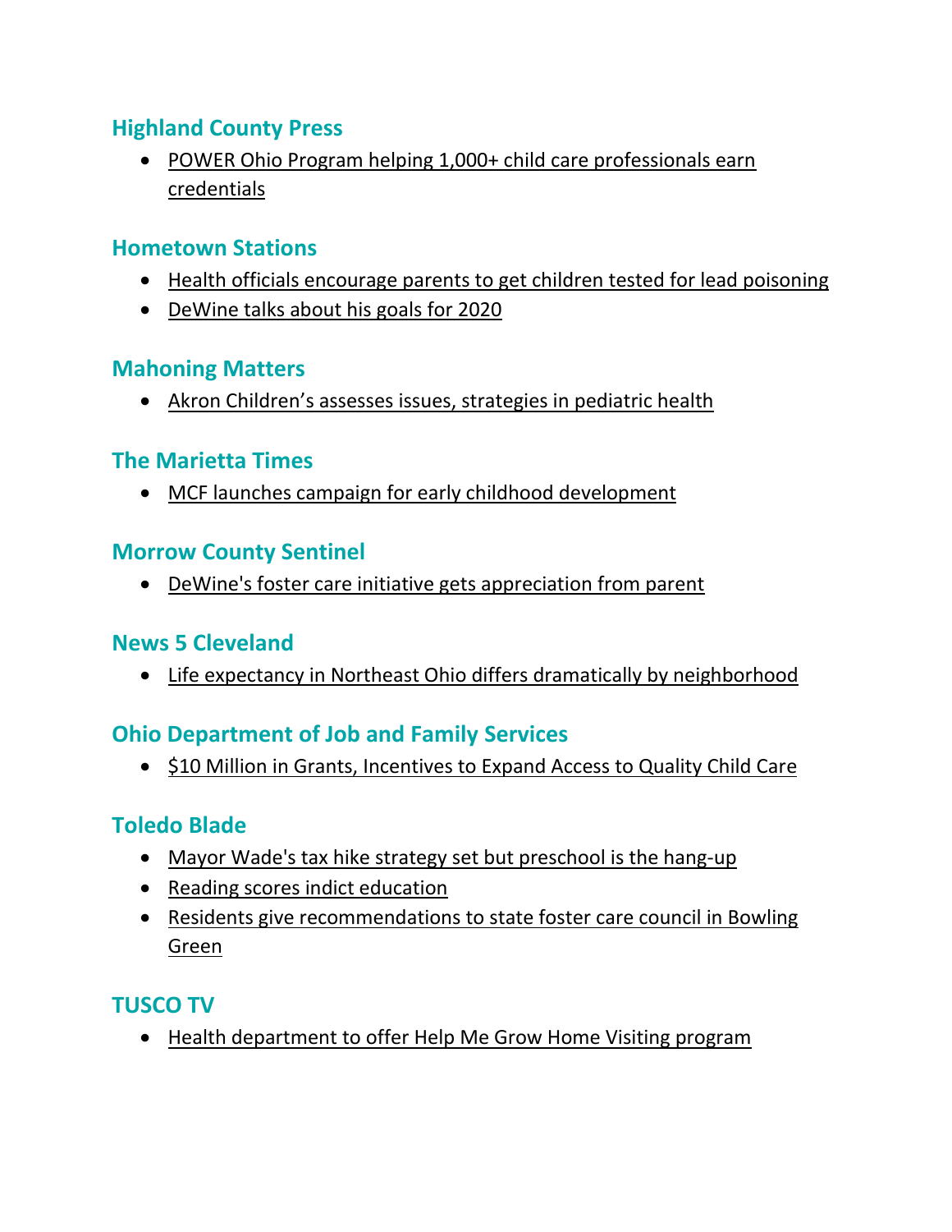### Highland County Press

- POWER Ohio Program helping 1,000+ child care professionals earn credentials

### Hometown Stations

- Health officials encourage parents to get children tested for lead poisoning
- DeWine talks about his goals for 2020

### Mahoning Matters

- Akron Children's assesses issues, strategies in pediatric health

### The Marietta Times

- MCF launches campaign for early childhood development

### Morrow County Sentinel

- DeWine's foster care initiative gets appreciation from parent

### News 5 Cleveland

- Life expectancy in Northeast Ohio differs dramatically by neighborhood

### Ohio Department of Job and Family Services

- $10 Million in Grants, Incentives to Expand Access to Quality Child Care

### Toledo Blade

- Mayor Wade's tax hike strategy set but preschool is the hang-up
- Reading scores indict education
- Residents give recommendations to state foster care council in Bowling Green

### TUSCO TV

- Health department to offer Help Me Grow Home Visiting program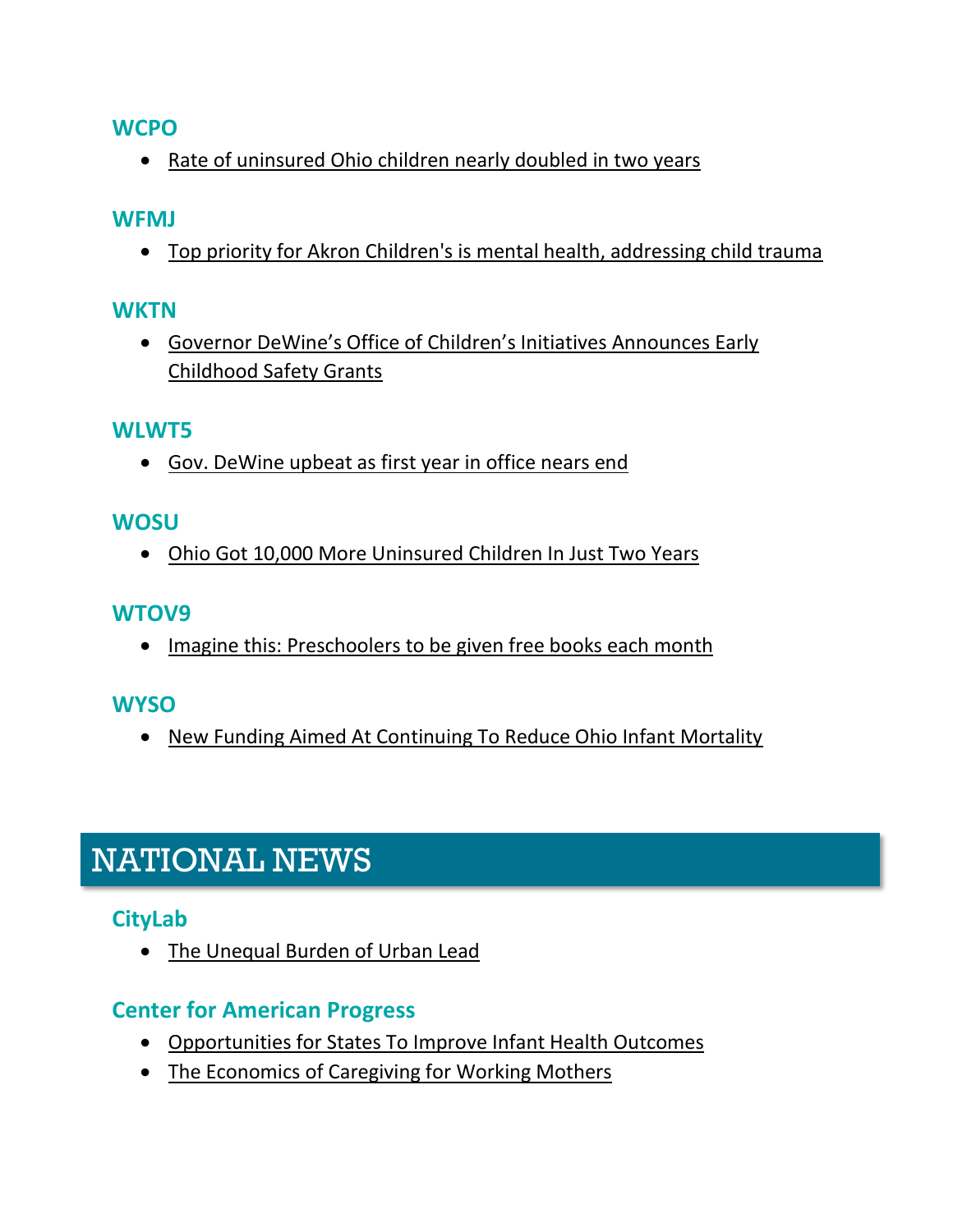### WCPO

- Rate of uninsured Ohio children nearly doubled in two years

### WFMJ

- Top priority for Akron Children's is mental health, addressing child trauma

### WKTN

- Governor DeWine's Office of Children's Initiatives Announces Early Childhood Safety Grants

### WLWT5

- Gov. DeWine upbeat as first year in office nears end

### WOSU

- Ohio Got 10,000 More Uninsured Children In Just Two Years

### WTOV9

- Imagine this: Preschoolers to be given free books each month

### WYSO

- New Funding Aimed At Continuing To Reduce Ohio Infant Mortality

## NATIONAL NEWS

### CityLab

- The Unequal Burden of Urban Lead

### Center for American Progress

- Opportunities for States To Improve Infant Health Outcomes
- The Economics of Caregiving for Working Mothers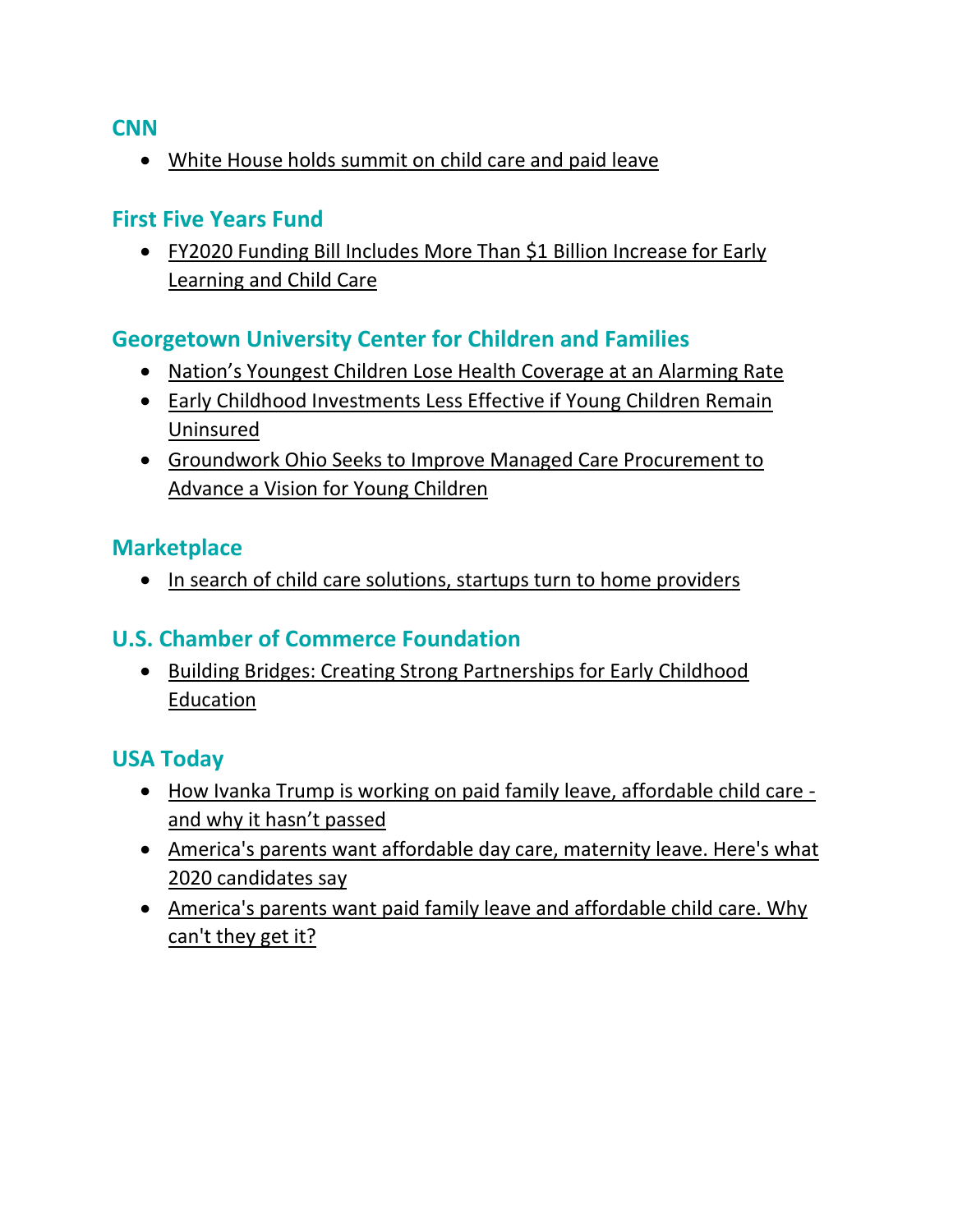### CNN

- White House holds summit on child care and paid leave

### First Five Years Fund

- FY2020 Funding Bill Includes More Than $1 Billion Increase for Early Learning and Child Care

### Georgetown University Center for Children and Families

- Nation's Youngest Children Lose Health Coverage at an Alarming Rate
- Early Childhood Investments Less Effective if Young Children Remain Uninsured
- Groundwork Ohio Seeks to Improve Managed Care Procurement to Advance a Vision for Young Children

### Marketplace

- In search of child care solutions, startups turn to home providers

### U.S. Chamber of Commerce Foundation

- Building Bridges: Creating Strong Partnerships for Early Childhood Education

### USA Today

- How Ivanka Trump is working on paid family leave, affordable child care - and why it hasn't passed
- America's parents want affordable day care, maternity leave. Here's what 2020 candidates say
- America's parents want paid family leave and affordable child care. Why can't they get it?